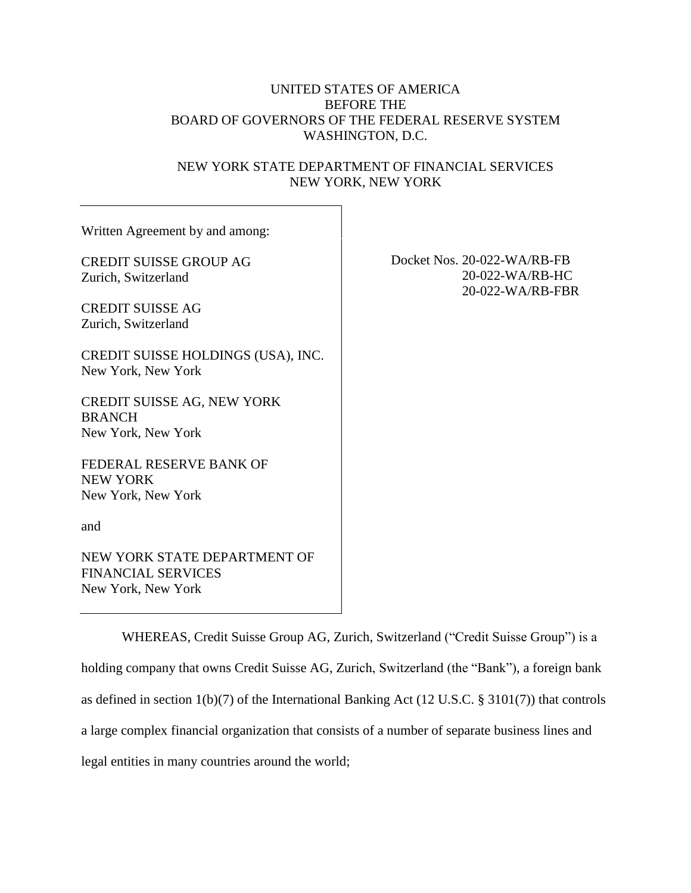UNITED STATES OF AMERICA
BEFORE THE
BOARD OF GOVERNORS OF THE FEDERAL RESERVE SYSTEM
WASHINGTON, D.C.

NEW YORK STATE DEPARTMENT OF FINANCIAL SERVICES
NEW YORK, NEW YORK

| Written Agreement by and among: | |
|---|---|
| CREDIT SUISSE GROUP AG<br>Zurich, Switzerland | Docket Nos. 20-022-WA/RB-FB<br>20-022-WA/RB-HC<br>20-022-WA/RB-FBR |
| CREDIT SUISSE AG<br>Zurich, Switzerland | |
| CREDIT SUISSE HOLDINGS (USA), INC.<br>New York, New York | |
| CREDIT SUISSE AG, NEW YORK BRANCH<br>New York, New York | |
| FEDERAL RESERVE BANK OF NEW YORK<br>New York, New York | |
| and | |
| NEW YORK STATE DEPARTMENT OF FINANCIAL SERVICES<br>New York, New York | |

WHEREAS, Credit Suisse Group AG, Zurich, Switzerland ("Credit Suisse Group") is a holding company that owns Credit Suisse AG, Zurich, Switzerland (the "Bank"), a foreign bank as defined in section 1(b)(7) of the International Banking Act (12 U.S.C. § 3101(7)) that controls a large complex financial organization that consists of a number of separate business lines and legal entities in many countries around the world;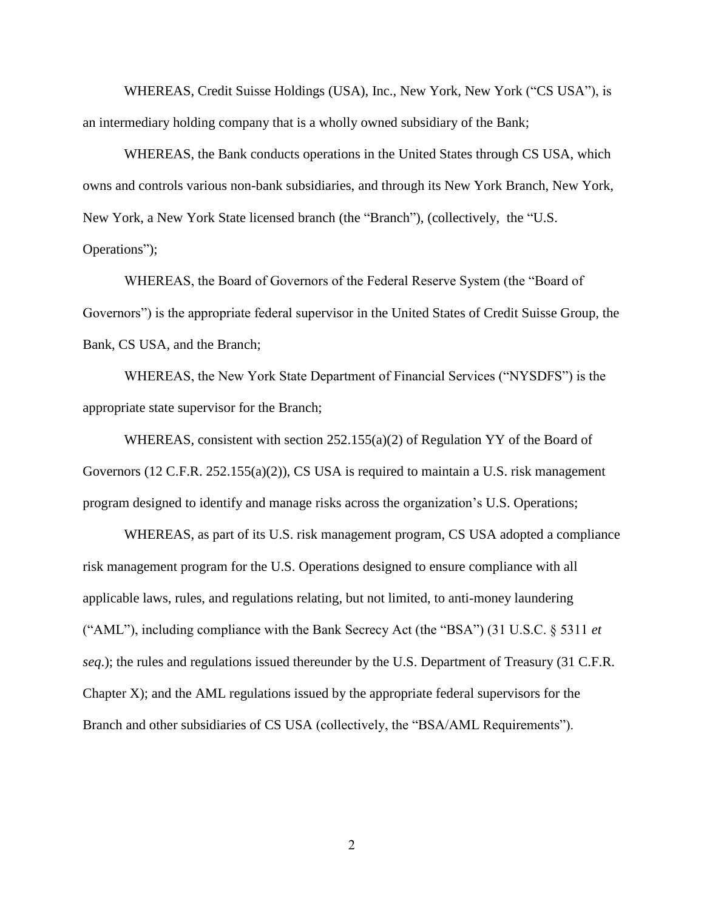WHEREAS, Credit Suisse Holdings (USA), Inc., New York, New York ("CS USA"), is an intermediary holding company that is a wholly owned subsidiary of the Bank;

WHEREAS, the Bank conducts operations in the United States through CS USA, which owns and controls various non-bank subsidiaries, and through its New York Branch, New York, New York, a New York State licensed branch (the "Branch"), (collectively, the "U.S. Operations");

WHEREAS, the Board of Governors of the Federal Reserve System (the "Board of Governors") is the appropriate federal supervisor in the United States of Credit Suisse Group, the Bank, CS USA, and the Branch;

WHEREAS, the New York State Department of Financial Services ("NYSDFS") is the appropriate state supervisor for the Branch;

WHEREAS, consistent with section 252.155(a)(2) of Regulation YY of the Board of Governors (12 C.F.R. 252.155(a)(2)), CS USA is required to maintain a U.S. risk management program designed to identify and manage risks across the organization's U.S. Operations;

WHEREAS, as part of its U.S. risk management program, CS USA adopted a compliance risk management program for the U.S. Operations designed to ensure compliance with all applicable laws, rules, and regulations relating, but not limited, to anti-money laundering ("AML"), including compliance with the Bank Secrecy Act (the "BSA") (31 U.S.C. § 5311 *et seq*.); the rules and regulations issued thereunder by the U.S. Department of Treasury (31 C.F.R. Chapter X); and the AML regulations issued by the appropriate federal supervisors for the Branch and other subsidiaries of CS USA (collectively, the "BSA/AML Requirements").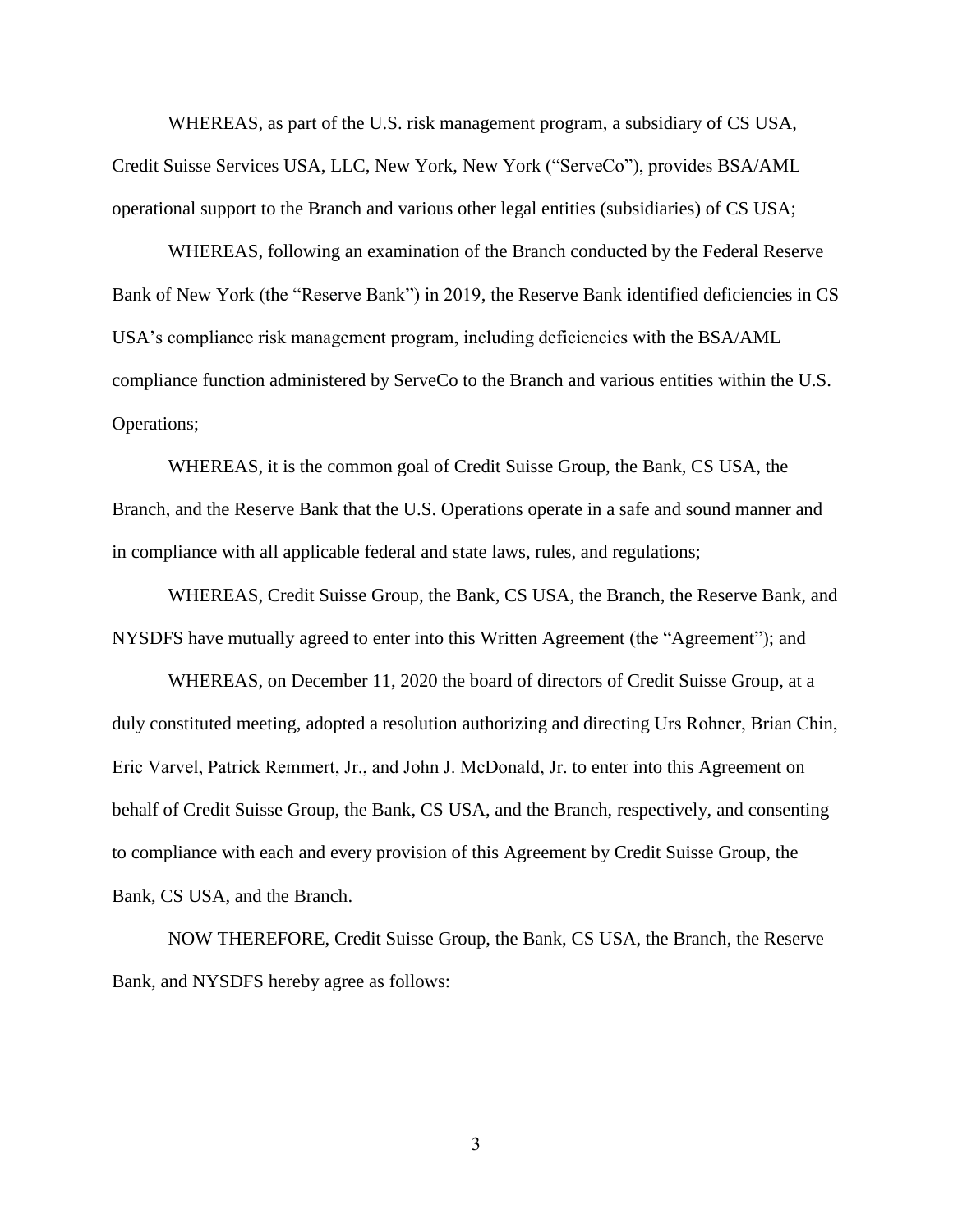WHEREAS, as part of the U.S. risk management program, a subsidiary of CS USA, Credit Suisse Services USA, LLC, New York, New York ("ServeCo"), provides BSA/AML operational support to the Branch and various other legal entities (subsidiaries) of CS USA;

WHEREAS, following an examination of the Branch conducted by the Federal Reserve Bank of New York (the "Reserve Bank") in 2019, the Reserve Bank identified deficiencies in CS USA's compliance risk management program, including deficiencies with the BSA/AML compliance function administered by ServeCo to the Branch and various entities within the U.S. Operations;

WHEREAS, it is the common goal of Credit Suisse Group, the Bank, CS USA, the Branch, and the Reserve Bank that the U.S. Operations operate in a safe and sound manner and in compliance with all applicable federal and state laws, rules, and regulations;

WHEREAS, Credit Suisse Group, the Bank, CS USA, the Branch, the Reserve Bank, and NYSDFS have mutually agreed to enter into this Written Agreement (the "Agreement"); and

WHEREAS, on December 11, 2020 the board of directors of Credit Suisse Group, at a duly constituted meeting, adopted a resolution authorizing and directing Urs Rohner, Brian Chin, Eric Varvel, Patrick Remmert, Jr., and John J. McDonald, Jr. to enter into this Agreement on behalf of Credit Suisse Group, the Bank, CS USA, and the Branch, respectively, and consenting to compliance with each and every provision of this Agreement by Credit Suisse Group, the Bank, CS USA, and the Branch.

NOW THEREFORE, Credit Suisse Group, the Bank, CS USA, the Branch, the Reserve Bank, and NYSDFS hereby agree as follows: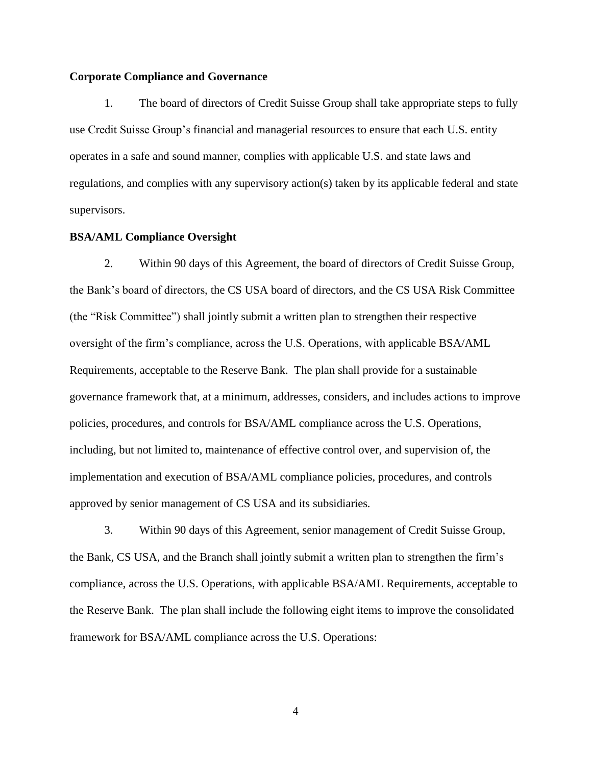**Corporate Compliance and Governance**

1. The board of directors of Credit Suisse Group shall take appropriate steps to fully use Credit Suisse Group's financial and managerial resources to ensure that each U.S. entity operates in a safe and sound manner, complies with applicable U.S. and state laws and regulations, and complies with any supervisory action(s) taken by its applicable federal and state supervisors.

**BSA/AML Compliance Oversight**

2. Within 90 days of this Agreement, the board of directors of Credit Suisse Group, the Bank's board of directors, the CS USA board of directors, and the CS USA Risk Committee (the "Risk Committee") shall jointly submit a written plan to strengthen their respective oversight of the firm's compliance, across the U.S. Operations, with applicable BSA/AML Requirements, acceptable to the Reserve Bank. The plan shall provide for a sustainable governance framework that, at a minimum, addresses, considers, and includes actions to improve policies, procedures, and controls for BSA/AML compliance across the U.S. Operations, including, but not limited to, maintenance of effective control over, and supervision of, the implementation and execution of BSA/AML compliance policies, procedures, and controls approved by senior management of CS USA and its subsidiaries.

3. Within 90 days of this Agreement, senior management of Credit Suisse Group, the Bank, CS USA, and the Branch shall jointly submit a written plan to strengthen the firm's compliance, across the U.S. Operations, with applicable BSA/AML Requirements, acceptable to the Reserve Bank. The plan shall include the following eight items to improve the consolidated framework for BSA/AML compliance across the U.S. Operations: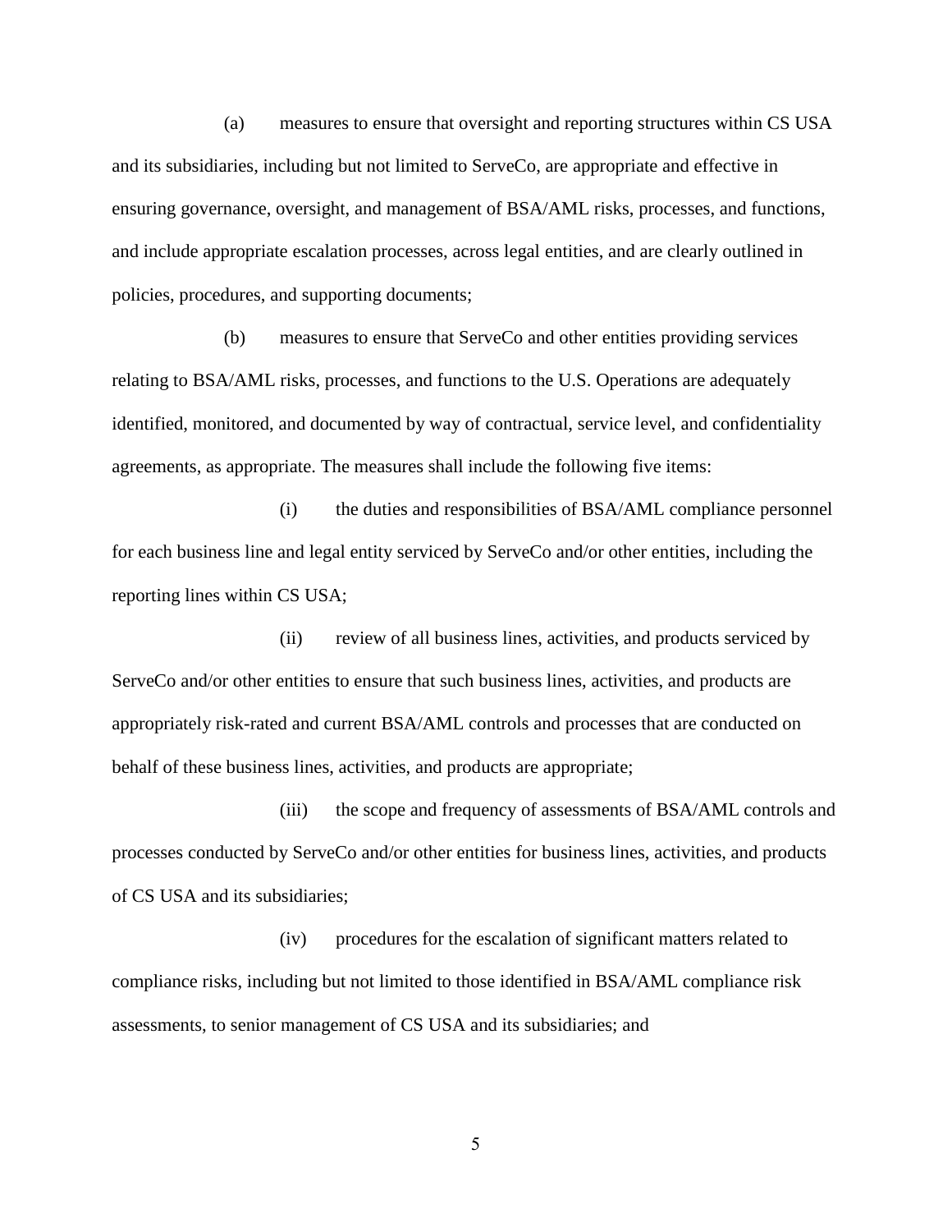(a) measures to ensure that oversight and reporting structures within CS USA and its subsidiaries, including but not limited to ServeCo, are appropriate and effective in ensuring governance, oversight, and management of BSA/AML risks, processes, and functions, and include appropriate escalation processes, across legal entities, and are clearly outlined in policies, procedures, and supporting documents;

(b) measures to ensure that ServeCo and other entities providing services relating to BSA/AML risks, processes, and functions to the U.S. Operations are adequately identified, monitored, and documented by way of contractual, service level, and confidentiality agreements, as appropriate. The measures shall include the following five items:

(i) the duties and responsibilities of BSA/AML compliance personnel for each business line and legal entity serviced by ServeCo and/or other entities, including the reporting lines within CS USA;

(ii) review of all business lines, activities, and products serviced by ServeCo and/or other entities to ensure that such business lines, activities, and products are appropriately risk-rated and current BSA/AML controls and processes that are conducted on behalf of these business lines, activities, and products are appropriate;

(iii) the scope and frequency of assessments of BSA/AML controls and processes conducted by ServeCo and/or other entities for business lines, activities, and products of CS USA and its subsidiaries;

(iv) procedures for the escalation of significant matters related to compliance risks, including but not limited to those identified in BSA/AML compliance risk assessments, to senior management of CS USA and its subsidiaries; and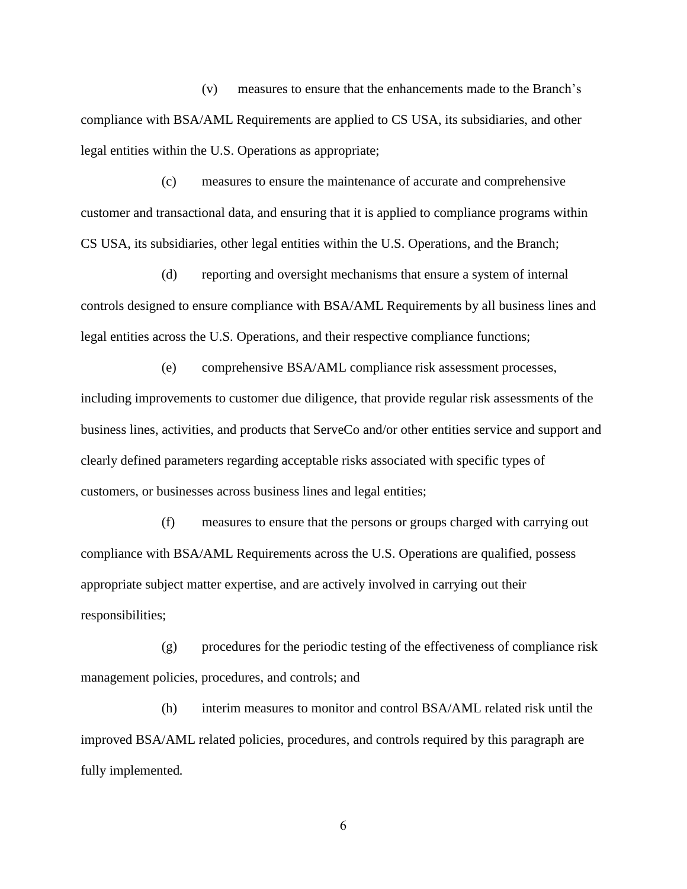(v) measures to ensure that the enhancements made to the Branch's compliance with BSA/AML Requirements are applied to CS USA, its subsidiaries, and other legal entities within the U.S. Operations as appropriate;

(c) measures to ensure the maintenance of accurate and comprehensive customer and transactional data, and ensuring that it is applied to compliance programs within CS USA, its subsidiaries, other legal entities within the U.S. Operations, and the Branch;

(d) reporting and oversight mechanisms that ensure a system of internal controls designed to ensure compliance with BSA/AML Requirements by all business lines and legal entities across the U.S. Operations, and their respective compliance functions;

(e) comprehensive BSA/AML compliance risk assessment processes, including improvements to customer due diligence, that provide regular risk assessments of the business lines, activities, and products that ServeCo and/or other entities service and support and clearly defined parameters regarding acceptable risks associated with specific types of customers, or businesses across business lines and legal entities;

(f) measures to ensure that the persons or groups charged with carrying out compliance with BSA/AML Requirements across the U.S. Operations are qualified, possess appropriate subject matter expertise, and are actively involved in carrying out their responsibilities;

(g) procedures for the periodic testing of the effectiveness of compliance risk management policies, procedures, and controls; and

(h) interim measures to monitor and control BSA/AML related risk until the improved BSA/AML related policies, procedures, and controls required by this paragraph are fully implemented.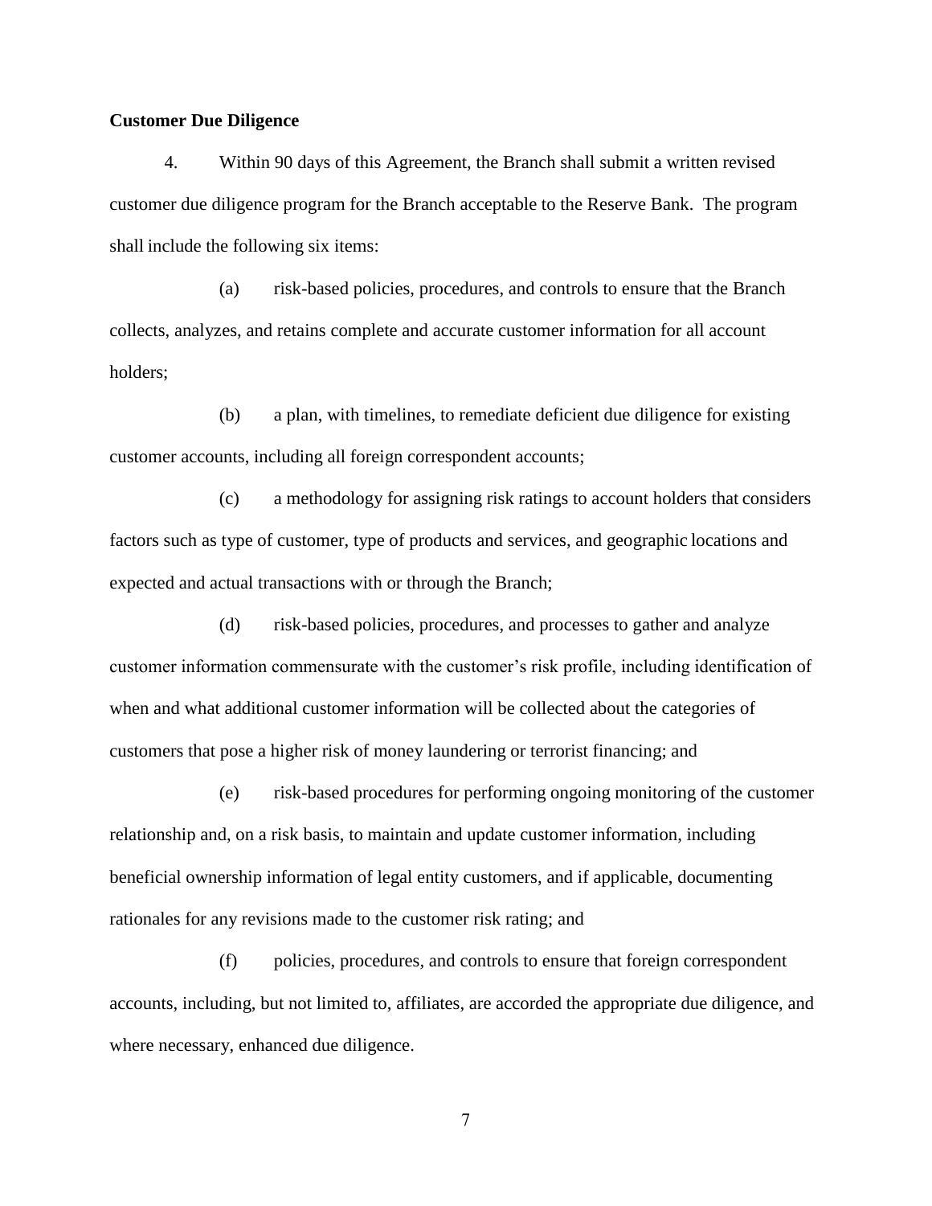**Customer Due Diligence**

4. Within 90 days of this Agreement, the Branch shall submit a written revised customer due diligence program for the Branch acceptable to the Reserve Bank. The program shall include the following six items:

(a) risk-based policies, procedures, and controls to ensure that the Branch collects, analyzes, and retains complete and accurate customer information for all account holders;

(b) a plan, with timelines, to remediate deficient due diligence for existing customer accounts, including all foreign correspondent accounts;

(c) a methodology for assigning risk ratings to account holders that considers factors such as type of customer, type of products and services, and geographic locations and expected and actual transactions with or through the Branch;

(d) risk-based policies, procedures, and processes to gather and analyze customer information commensurate with the customer's risk profile, including identification of when and what additional customer information will be collected about the categories of customers that pose a higher risk of money laundering or terrorist financing; and

(e) risk-based procedures for performing ongoing monitoring of the customer relationship and, on a risk basis, to maintain and update customer information, including beneficial ownership information of legal entity customers, and if applicable, documenting rationales for any revisions made to the customer risk rating; and

(f) policies, procedures, and controls to ensure that foreign correspondent accounts, including, but not limited to, affiliates, are accorded the appropriate due diligence, and where necessary, enhanced due diligence.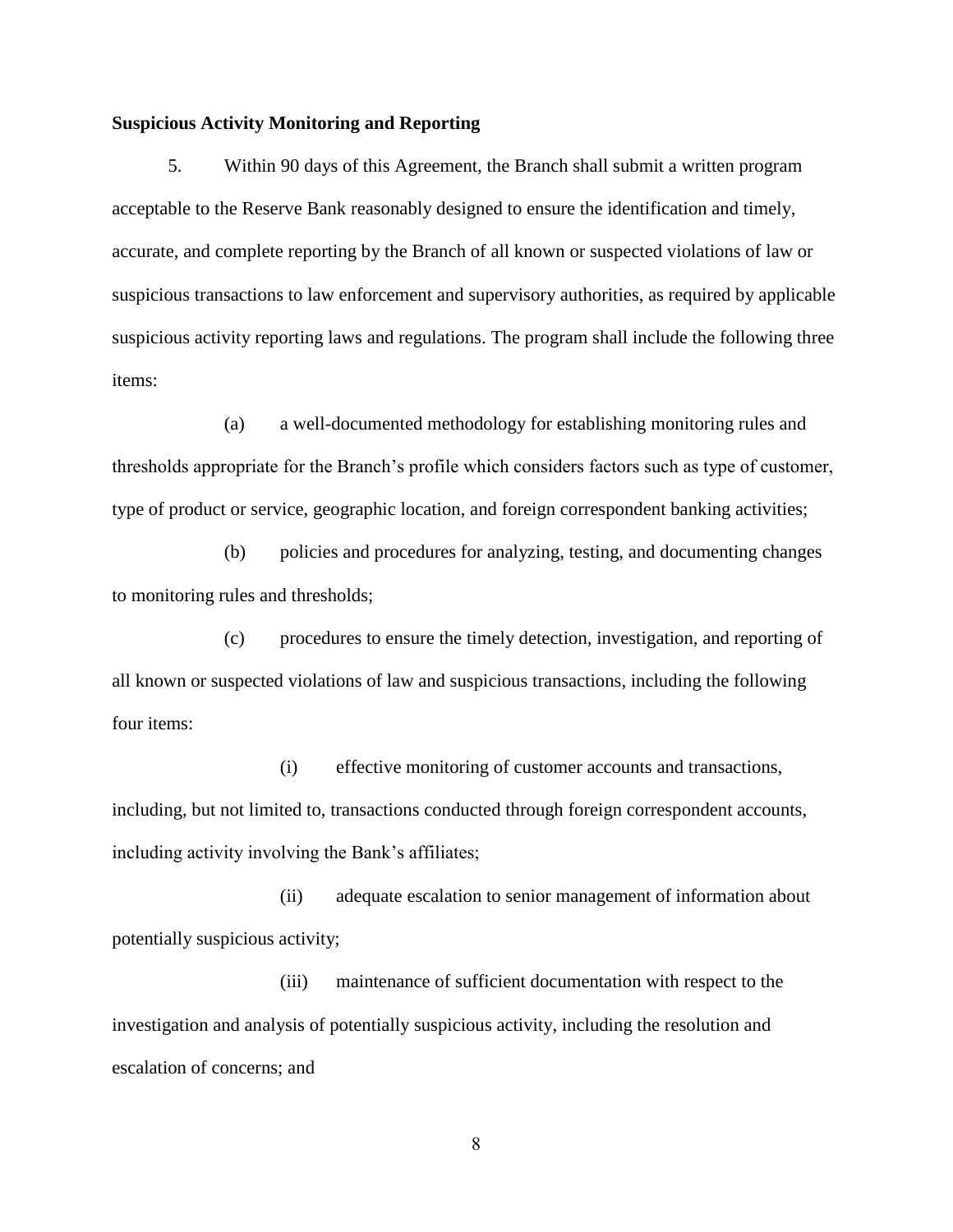**Suspicious Activity Monitoring and Reporting**

5. Within 90 days of this Agreement, the Branch shall submit a written program acceptable to the Reserve Bank reasonably designed to ensure the identification and timely, accurate, and complete reporting by the Branch of all known or suspected violations of law or suspicious transactions to law enforcement and supervisory authorities, as required by applicable suspicious activity reporting laws and regulations. The program shall include the following three items:

(a) a well-documented methodology for establishing monitoring rules and thresholds appropriate for the Branch's profile which considers factors such as type of customer, type of product or service, geographic location, and foreign correspondent banking activities;

(b) policies and procedures for analyzing, testing, and documenting changes to monitoring rules and thresholds;

(c) procedures to ensure the timely detection, investigation, and reporting of all known or suspected violations of law and suspicious transactions, including the following four items:

(i) effective monitoring of customer accounts and transactions, including, but not limited to, transactions conducted through foreign correspondent accounts, including activity involving the Bank's affiliates;

(ii) adequate escalation to senior management of information about potentially suspicious activity;

(iii) maintenance of sufficient documentation with respect to the investigation and analysis of potentially suspicious activity, including the resolution and escalation of concerns; and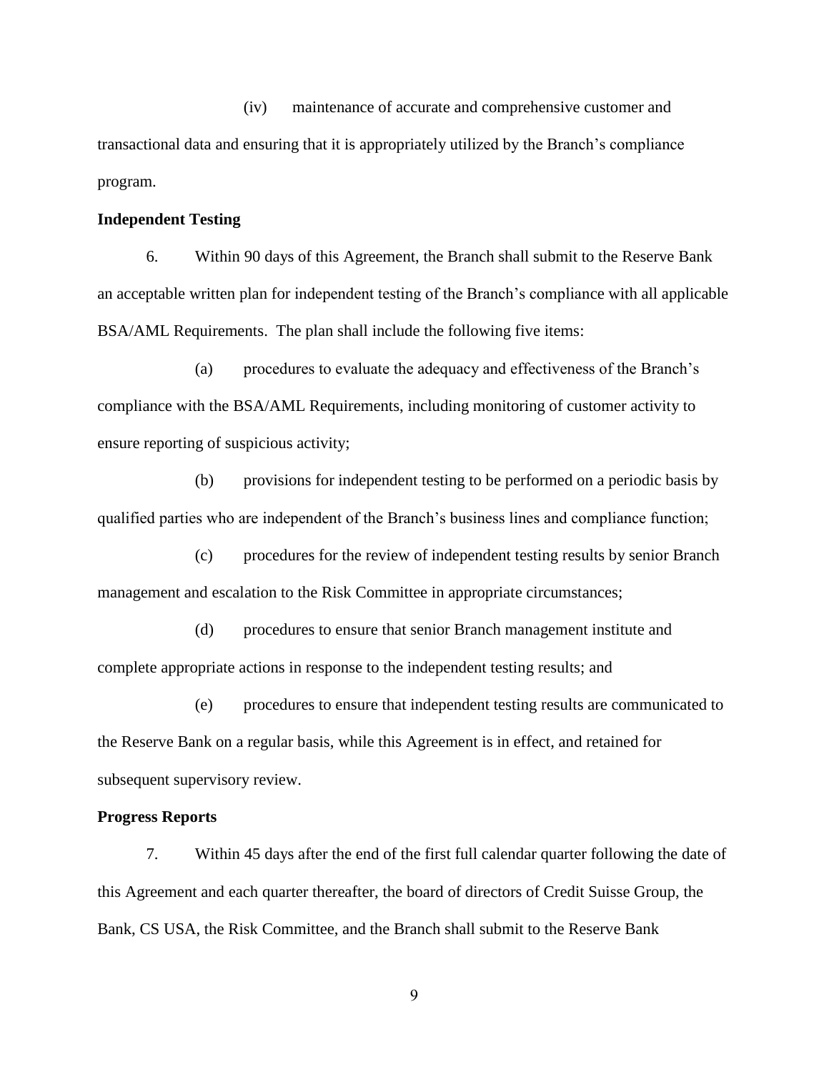(iv) maintenance of accurate and comprehensive customer and transactional data and ensuring that it is appropriately utilized by the Branch's compliance program.

**Independent Testing**

6. Within 90 days of this Agreement, the Branch shall submit to the Reserve Bank an acceptable written plan for independent testing of the Branch's compliance with all applicable BSA/AML Requirements. The plan shall include the following five items:

(a) procedures to evaluate the adequacy and effectiveness of the Branch's compliance with the BSA/AML Requirements, including monitoring of customer activity to ensure reporting of suspicious activity;

(b) provisions for independent testing to be performed on a periodic basis by qualified parties who are independent of the Branch's business lines and compliance function;

(c) procedures for the review of independent testing results by senior Branch management and escalation to the Risk Committee in appropriate circumstances;

(d) procedures to ensure that senior Branch management institute and complete appropriate actions in response to the independent testing results; and

(e) procedures to ensure that independent testing results are communicated to the Reserve Bank on a regular basis, while this Agreement is in effect, and retained for subsequent supervisory review.

**Progress Reports**

7. Within 45 days after the end of the first full calendar quarter following the date of this Agreement and each quarter thereafter, the board of directors of Credit Suisse Group, the Bank, CS USA, the Risk Committee, and the Branch shall submit to the Reserve Bank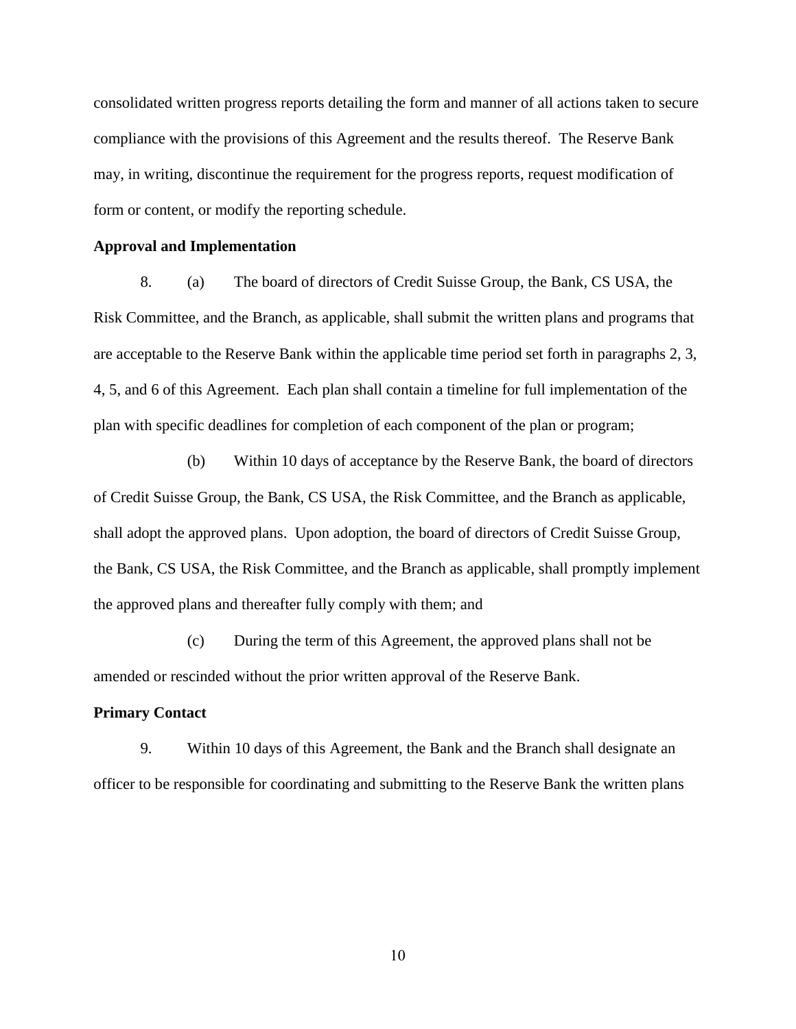consolidated written progress reports detailing the form and manner of all actions taken to secure compliance with the provisions of this Agreement and the results thereof. The Reserve Bank may, in writing, discontinue the requirement for the progress reports, request modification of form or content, or modify the reporting schedule.

**Approval and Implementation**

8. (a) The board of directors of Credit Suisse Group, the Bank, CS USA, the Risk Committee, and the Branch, as applicable, shall submit the written plans and programs that are acceptable to the Reserve Bank within the applicable time period set forth in paragraphs 2, 3, 4, 5, and 6 of this Agreement. Each plan shall contain a timeline for full implementation of the plan with specific deadlines for completion of each component of the plan or program;

(b) Within 10 days of acceptance by the Reserve Bank, the board of directors of Credit Suisse Group, the Bank, CS USA, the Risk Committee, and the Branch as applicable, shall adopt the approved plans. Upon adoption, the board of directors of Credit Suisse Group, the Bank, CS USA, the Risk Committee, and the Branch as applicable, shall promptly implement the approved plans and thereafter fully comply with them; and

(c) During the term of this Agreement, the approved plans shall not be amended or rescinded without the prior written approval of the Reserve Bank.

**Primary Contact**

9. Within 10 days of this Agreement, the Bank and the Branch shall designate an officer to be responsible for coordinating and submitting to the Reserve Bank the written plans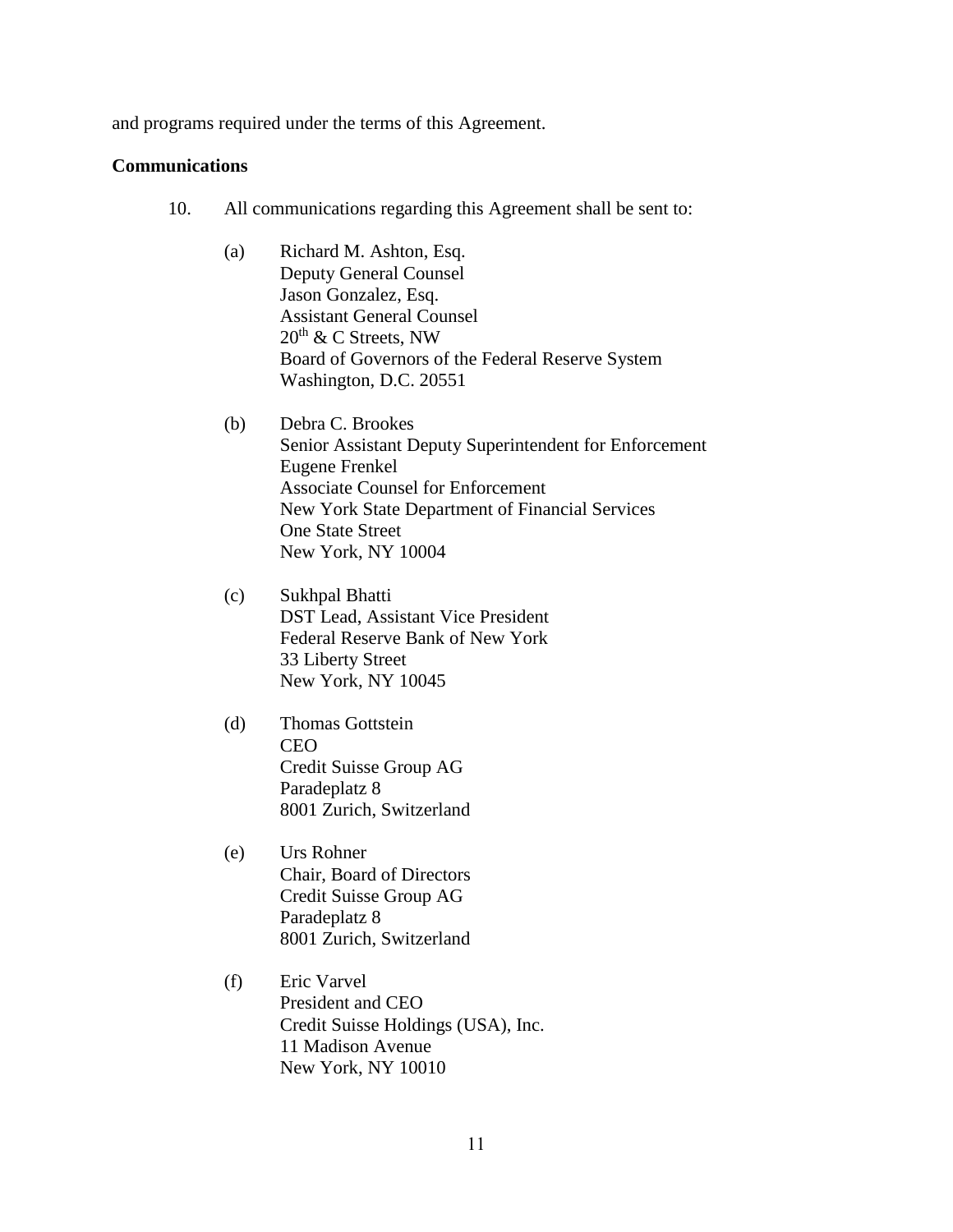and programs required under the terms of this Agreement.

**Communications**

10. All communications regarding this Agreement shall be sent to:

(a) Richard M. Ashton, Esq.
Deputy General Counsel
Jason Gonzalez, Esq.
Assistant General Counsel
20th & C Streets, NW
Board of Governors of the Federal Reserve System
Washington, D.C. 20551

(b) Debra C. Brookes
Senior Assistant Deputy Superintendent for Enforcement
Eugene Frenkel
Associate Counsel for Enforcement
New York State Department of Financial Services
One State Street
New York, NY 10004

(c) Sukhpal Bhatti
DST Lead, Assistant Vice President
Federal Reserve Bank of New York
33 Liberty Street
New York, NY 10045

(d) Thomas Gottstein
CEO
Credit Suisse Group AG
Paradeplatz 8
8001 Zurich, Switzerland

(e) Urs Rohner
Chair, Board of Directors
Credit Suisse Group AG
Paradeplatz 8
8001 Zurich, Switzerland

(f) Eric Varvel
President and CEO
Credit Suisse Holdings (USA), Inc.
11 Madison Avenue
New York, NY 10010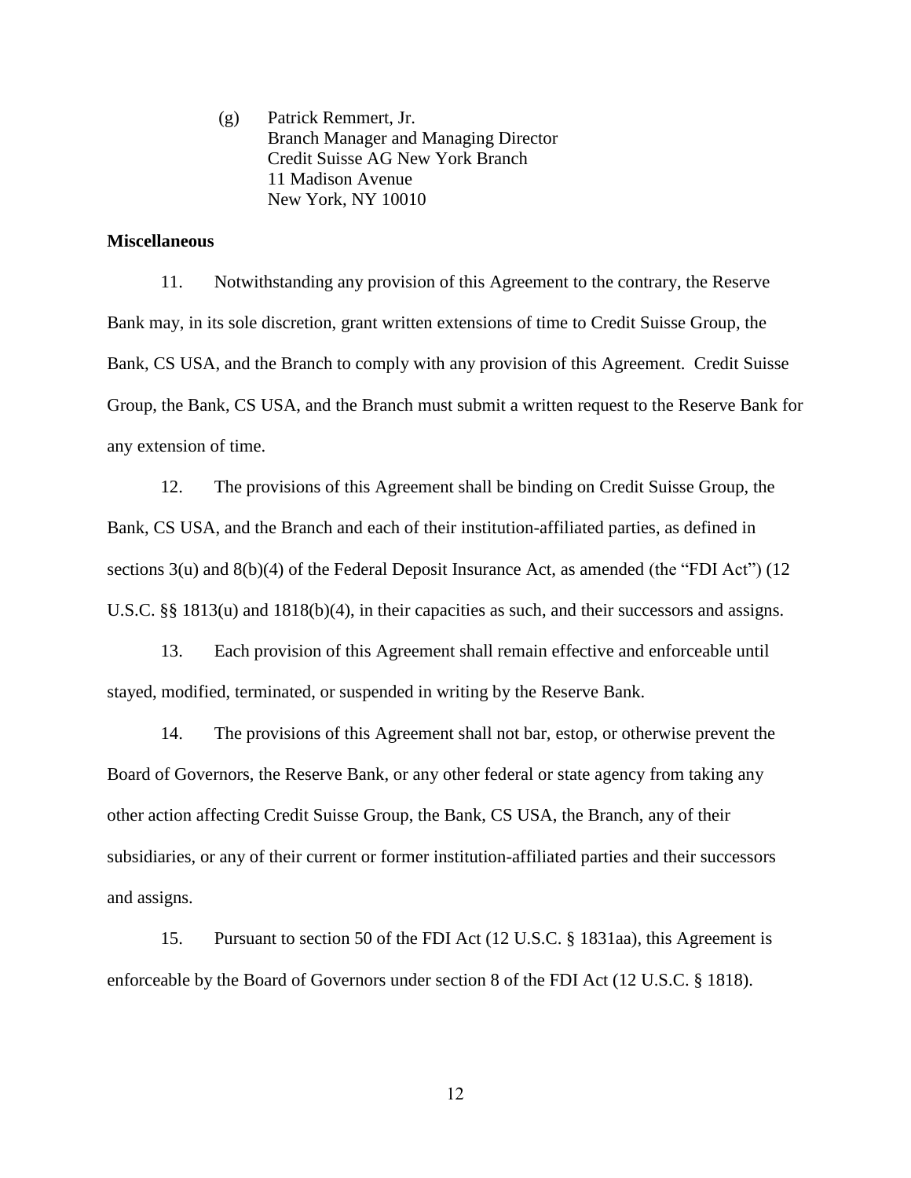(g) Patrick Remmert, Jr.  
Branch Manager and Managing Director  
Credit Suisse AG New York Branch  
11 Madison Avenue  
New York, NY 10010

**Miscellaneous**

11. Notwithstanding any provision of this Agreement to the contrary, the Reserve Bank may, in its sole discretion, grant written extensions of time to Credit Suisse Group, the Bank, CS USA, and the Branch to comply with any provision of this Agreement. Credit Suisse Group, the Bank, CS USA, and the Branch must submit a written request to the Reserve Bank for any extension of time.

12. The provisions of this Agreement shall be binding on Credit Suisse Group, the Bank, CS USA, and the Branch and each of their institution-affiliated parties, as defined in sections 3(u) and 8(b)(4) of the Federal Deposit Insurance Act, as amended (the "FDI Act") (12 U.S.C. §§ 1813(u) and 1818(b)(4), in their capacities as such, and their successors and assigns.

13. Each provision of this Agreement shall remain effective and enforceable until stayed, modified, terminated, or suspended in writing by the Reserve Bank.

14. The provisions of this Agreement shall not bar, estop, or otherwise prevent the Board of Governors, the Reserve Bank, or any other federal or state agency from taking any other action affecting Credit Suisse Group, the Bank, CS USA, the Branch, any of their subsidiaries, or any of their current or former institution-affiliated parties and their successors and assigns.

15. Pursuant to section 50 of the FDI Act (12 U.S.C. § 1831aa), this Agreement is enforceable by the Board of Governors under section 8 of the FDI Act (12 U.S.C. § 1818).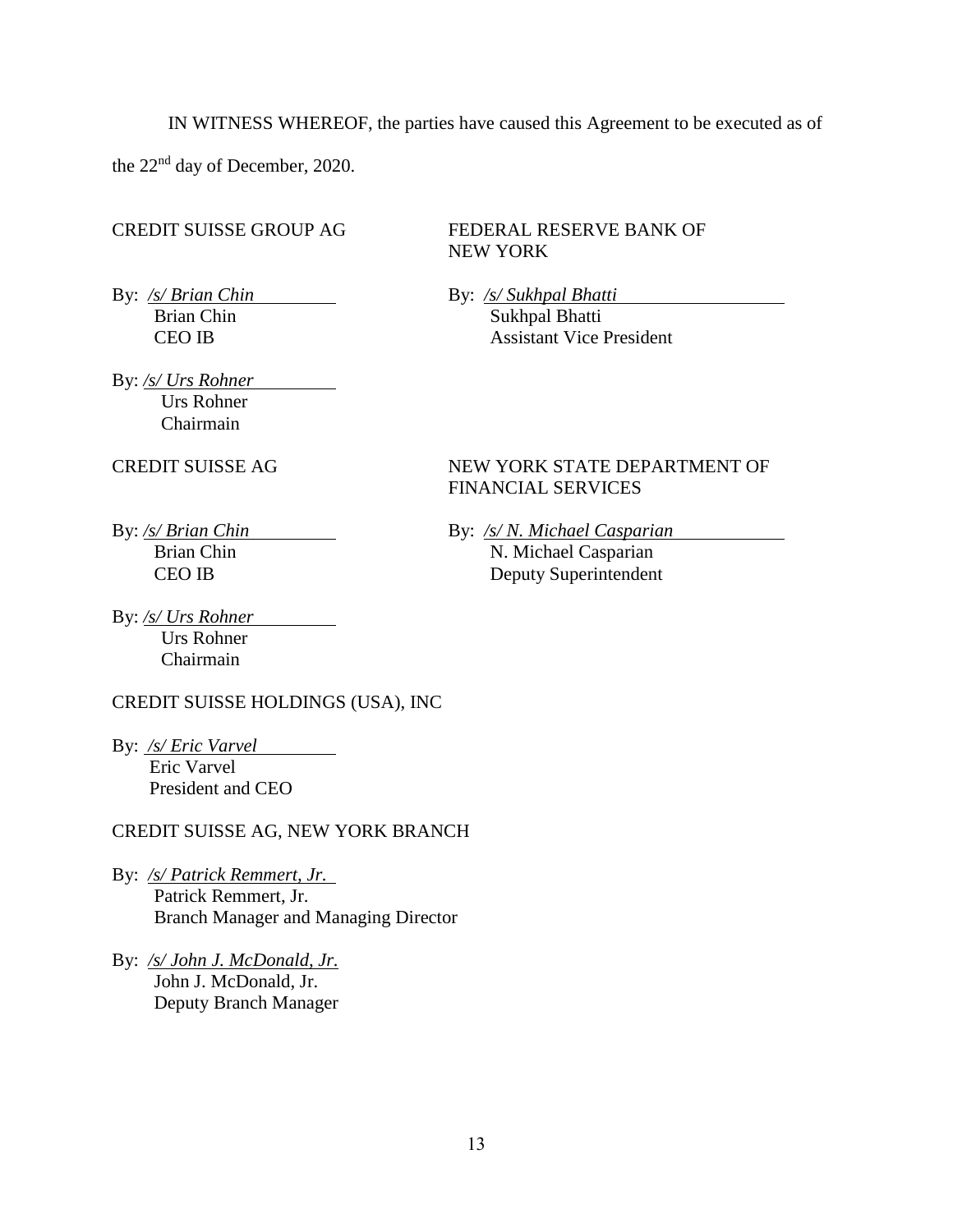IN WITNESS WHEREOF, the parties have caused this Agreement to be executed as of the 22nd day of December, 2020.

CREDIT SUISSE GROUP AG

By: */s/ Brian Chin*
Brian Chin
CEO IB

By: */s/ Urs Rohner*
Urs Rohner
Chairmain

FEDERAL RESERVE BANK OF NEW YORK

By: */s/ Sukhpal Bhatti*
Sukhpal Bhatti
Assistant Vice President

CREDIT SUISSE AG

By: */s/ Brian Chin*
Brian Chin
CEO IB

By: */s/ Urs Rohner*
Urs Rohner
Chairmain

NEW YORK STATE DEPARTMENT OF FINANCIAL SERVICES

By: */s/ N. Michael Casparian*
N. Michael Casparian
Deputy Superintendent

CREDIT SUISSE HOLDINGS (USA), INC

By: */s/ Eric Varvel*
Eric Varvel
President and CEO

CREDIT SUISSE AG, NEW YORK BRANCH

By: */s/ Patrick Remmert, Jr.*
Patrick Remmert, Jr.
Branch Manager and Managing Director

By: */s/ John J. McDonald, Jr.*
John J. McDonald, Jr.
Deputy Branch Manager